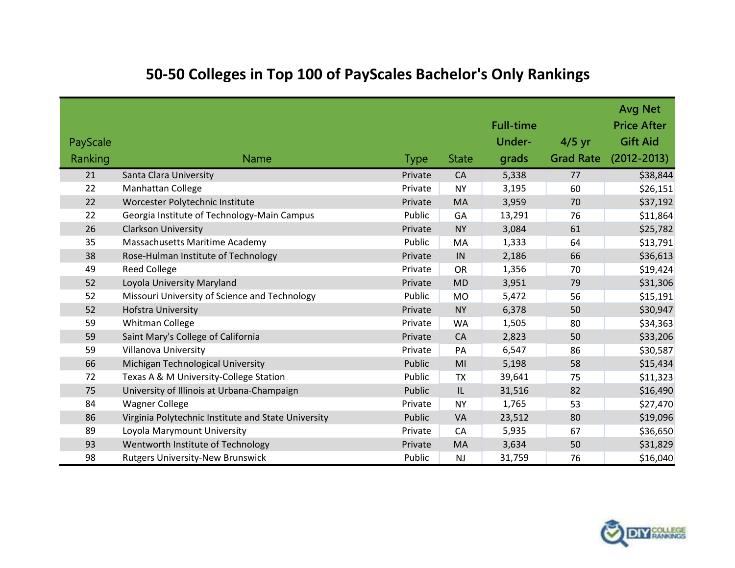# 50-50 Colleges in Top 100 of PayScales Bachelor's Only Rankings

| PayScale Ranking | Name | Type | State | Full-time Under-grads | 4/5 yr Grad Rate | Avg Net Price After Gift Aid (2012-2013) |
|---|---|---|---|---|---|---|
| 21 | Santa Clara University | Private | CA | 5,338 | 77 | $38,844 |
| 22 | Manhattan College | Private | NY | 3,195 | 60 | $26,151 |
| 22 | Worcester Polytechnic Institute | Private | MA | 3,959 | 70 | $37,192 |
| 22 | Georgia Institute of Technology-Main Campus | Public | GA | 13,291 | 76 | $11,864 |
| 26 | Clarkson University | Private | NY | 3,084 | 61 | $25,782 |
| 35 | Massachusetts Maritime Academy | Public | MA | 1,333 | 64 | $13,791 |
| 38 | Rose-Hulman Institute of Technology | Private | IN | 2,186 | 66 | $36,613 |
| 49 | Reed College | Private | OR | 1,356 | 70 | $19,424 |
| 52 | Loyola University Maryland | Private | MD | 3,951 | 79 | $31,306 |
| 52 | Missouri University of Science and Technology | Public | MO | 5,472 | 56 | $15,191 |
| 52 | Hofstra University | Private | NY | 6,378 | 50 | $30,947 |
| 59 | Whitman College | Private | WA | 1,505 | 80 | $34,363 |
| 59 | Saint Mary's College of California | Private | CA | 2,823 | 50 | $33,206 |
| 59 | Villanova University | Private | PA | 6,547 | 86 | $30,587 |
| 66 | Michigan Technological University | Public | MI | 5,198 | 58 | $15,434 |
| 72 | Texas A & M University-College Station | Public | TX | 39,641 | 75 | $11,323 |
| 75 | University of Illinois at Urbana-Champaign | Public | IL | 31,516 | 82 | $16,490 |
| 84 | Wagner College | Private | NY | 1,765 | 53 | $27,470 |
| 86 | Virginia Polytechnic Institute and State University | Public | VA | 23,512 | 80 | $19,096 |
| 89 | Loyola Marymount University | Private | CA | 5,935 | 67 | $36,650 |
| 93 | Wentworth Institute of Technology | Private | MA | 3,634 | 50 | $31,829 |
| 98 | Rutgers University-New Brunswick | Public | NJ | 31,759 | 76 | $16,040 |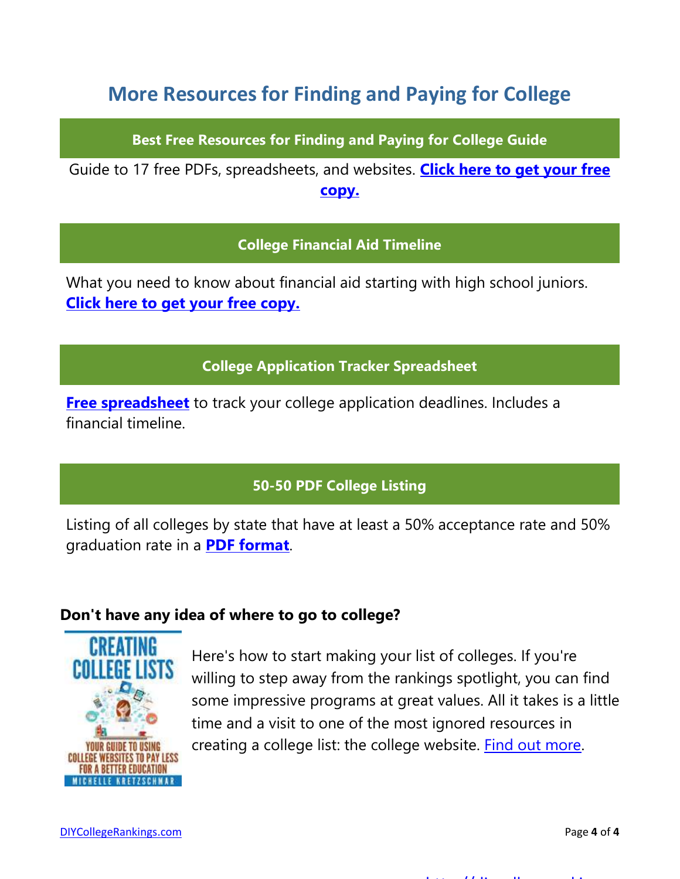# More Resources for Finding and Paying for College

## Best Free Resources for Finding and Paying for College Guide

Guide to 17 free PDFs, spreadsheets, and websites. **Click here to get your free copy.**

## College Financial Aid Timeline

What you need to know about financial aid starting with high school juniors. **Click here to get your free copy.**

## College Application Tracker Spreadsheet

**Free spreadsheet** to track your college application deadlines. Includes a financial timeline.

## 50-50 PDF College Listing

Listing of all colleges by state that have at least a 50% acceptance rate and 50% graduation rate in a **PDF format**.

**Don't have any idea of where to go to college?**

CREATING COLLEGE LISTS
YOUR GUIDE TO USING COLLEGE WEBSITES TO PAY LESS FOR A BETTER EDUCATION
MICHELLE KRETZSCHMAR

Here's how to start making your list of colleges. If you're willing to step away from the rankings spotlight, you can find some impressive programs at great values. All it takes is a little time and a visit to one of the most ignored resources in creating a college list: the college website. Find out more.